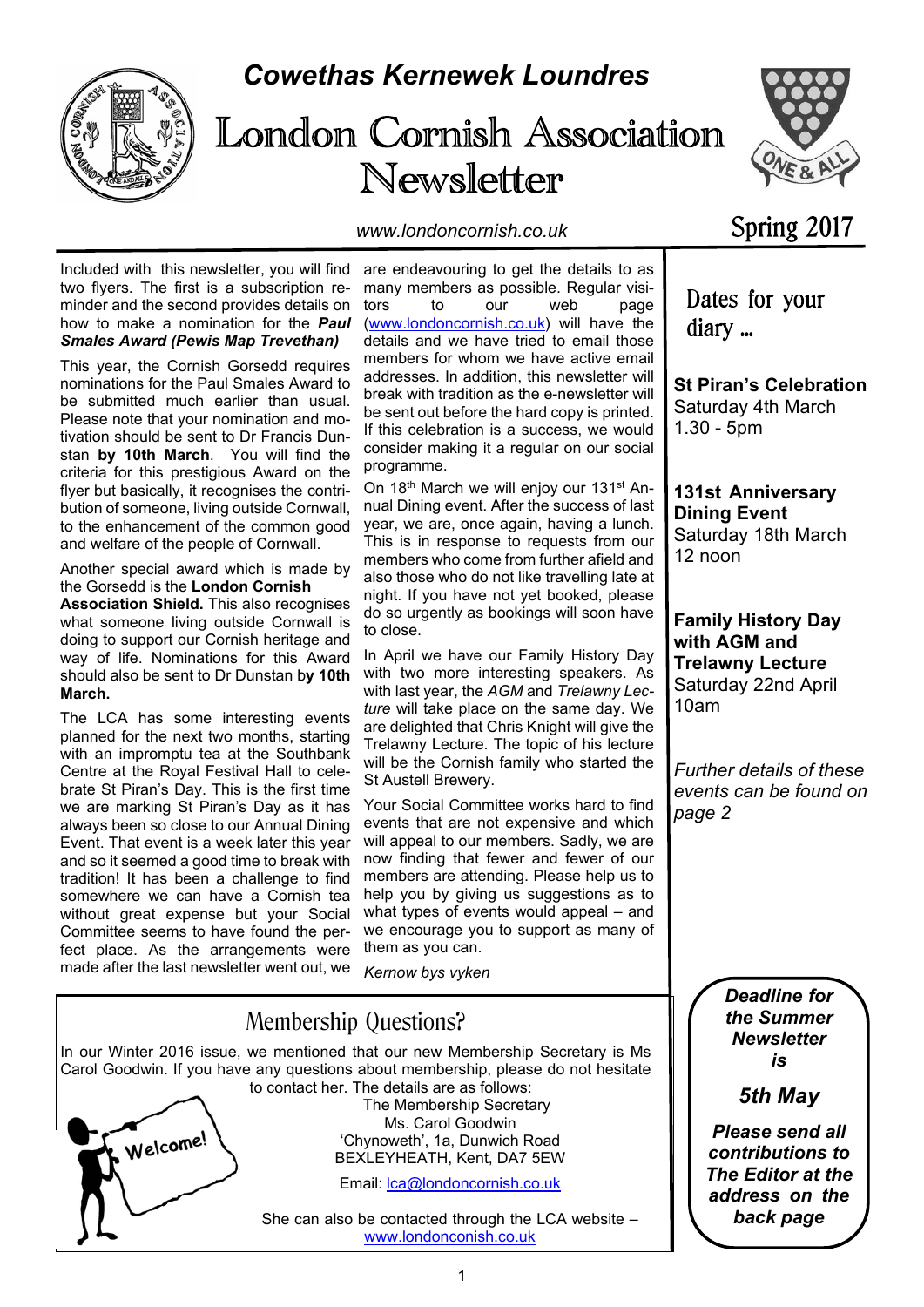# Cowethas Kernewek Loundres

# London Cornish Association Newsletter

www.londoncornish.co.uk

Spring 2017

Included with this newsletter, you will find two flyers. The first is a subscription reminder and the second provides details on how to make a nomination for the ***Paul Smales Award (Pewis Map Trevethan)***

This year, the Cornish Gorsedd requires nominations for the Paul Smales Award to be submitted much earlier than usual. Please note that your nomination and motivation should be sent to Dr Francis Dunstan **by 10th March**. You will find the criteria for this prestigious Award on the flyer but basically, it recognises the contribution of someone, living outside Cornwall, to the enhancement of the common good and welfare of the people of Cornwall.

Another special award which is made by the Gorsedd is the **London Cornish Association Shield.** This also recognises what someone living outside Cornwall is doing to support our Cornish heritage and way of life. Nominations for this Award should also be sent to Dr Dunstan b**y 10th March.**

The LCA has some interesting events planned for the next two months, starting with an impromptu tea at the Southbank Centre at the Royal Festival Hall to celebrate St Piran's Day. This is the first time we are marking St Piran's Day as it has always been so close to our Annual Dining Event. That event is a week later this year and so it seemed a good time to break with tradition! It has been a challenge to find somewhere we can have a Cornish tea without great expense but your Social Committee seems to have found the perfect place. As the arrangements were made after the last newsletter went out, we are endeavouring to get the details to as many members as possible. Regular visitors to our web page (www.londoncornish.co.uk) will have the details and we have tried to email those members for whom we have active email addresses. In addition, this newsletter will break with tradition as the e-newsletter will be sent out before the hard copy is printed. If this celebration is a success, we would consider making it a regular on our social programme.

On 18th March we will enjoy our 131st Annual Dining event. After the success of last year, we are, once again, having a lunch. This is in response to requests from our members who come from further afield and also those who do not like travelling late at night. If you have not yet booked, please do so urgently as bookings will soon have to close.

In April we have our Family History Day with two more interesting speakers. As with last year, the *AGM* and *Trelawny Lecture* will take place on the same day. We are delighted that Chris Knight will give the Trelawny Lecture. The topic of his lecture will be the Cornish family who started the St Austell Brewery.

Your Social Committee works hard to find events that are not expensive and which will appeal to our members. Sadly, we are now finding that fewer and fewer of our members are attending. Please help us to help you by giving us suggestions as to what types of events would appeal – and we encourage you to support as many of them as you can.

*Kernow bys vyken*

## Dates for your diary ...

**St Piran's Celebration**
Saturday 4th March
1.30 - 5pm

**131st Anniversary Dining Event**
Saturday 18th March
12 noon

**Family History Day with AGM and Trelawny Lecture**
Saturday 22nd April
10am

*Further details of these events can be found on page 2*

## Membership Questions?

In our Winter 2016 issue, we mentioned that our new Membership Secretary is Ms Carol Goodwin. If you have any questions about membership, please do not hesitate to contact her. The details are as follows:

The Membership Secretary
Ms. Carol Goodwin
'Chynoweth', 1a, Dunwich Road
BEXLEYHEATH, Kent, DA7 5EW

Email: lca@londoncornish.co.uk

She can also be contacted through the LCA website – www.londonconish.co.uk

***Deadline for the Summer Newsletter is***

***5th May***

***Please send all contributions to The Editor at the address on the back page***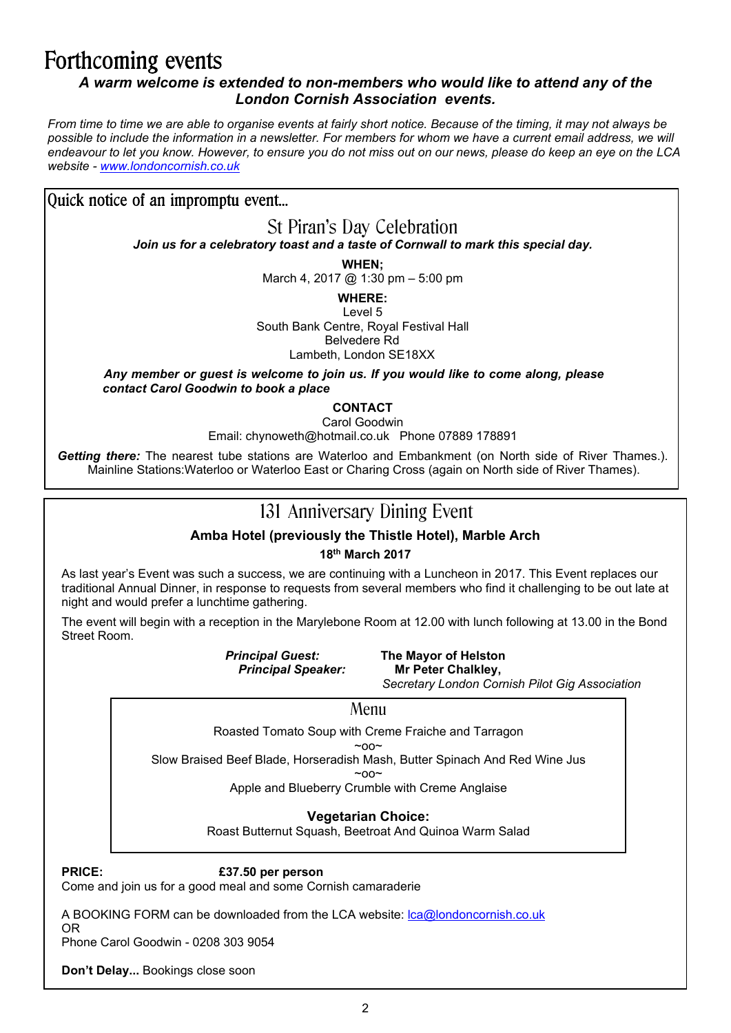# Forthcoming events

***A warm welcome is extended to non-members who would like to attend any of the London Cornish Association events.***

*From time to time we are able to organise events at fairly short notice. Because of the timing, it may not always be possible to include the information in a newsletter. For members for whom we have a current email address, we will endeavour to let you know. However, to ensure you do not miss out on our news, please do keep an eye on the LCA website - www.londoncornish.co.uk*

## Quick notice of an impromptu event...

### St Piran's Day Celebration

***Join us for a celebratory toast and a taste of Cornwall to mark this special day.***

**WHEN;**
March 4, 2017 @ 1:30 pm – 5:00 pm

**WHERE:**
Level 5
South Bank Centre, Royal Festival Hall
Belvedere Rd
Lambeth, London SE18XX

***Any member or guest is welcome to join us. If you would like to come along, please contact Carol Goodwin to book a place***

**CONTACT**
Carol Goodwin
Email: chynoweth@hotmail.co.uk Phone 07889 178891

***Getting there:*** The nearest tube stations are Waterloo and Embankment (on North side of River Thames.). Mainline Stations:Waterloo or Waterloo East or Charing Cross (again on North side of River Thames).

## 131 Anniversary Dining Event

**Amba Hotel (previously the Thistle Hotel), Marble Arch**

**18th March 2017**

As last year's Event was such a success, we are continuing with a Luncheon in 2017. This Event replaces our traditional Annual Dinner, in response to requests from several members who find it challenging to be out late at night and would prefer a lunchtime gathering.

The event will begin with a reception in the Marylebone Room at 12.00 with lunch following at 13.00 in the Bond Street Room.

***Principal Guest:*** **The Mayor of Helston**
***Principal Speaker:*** **Mr Peter Chalkley,**
*Secretary London Cornish Pilot Gig Association*

### Menu

Roasted Tomato Soup with Creme Fraiche and Tarragon

~oo~

Slow Braised Beef Blade, Horseradish Mash, Butter Spinach And Red Wine Jus

~oo~

Apple and Blueberry Crumble with Creme Anglaise

**Vegetarian Choice:**
Roast Butternut Squash, Beetroat And Quinoa Warm Salad

**PRICE:** **£37.50 per person**
Come and join us for a good meal and some Cornish camaraderie

A BOOKING FORM can be downloaded from the LCA website: lca@londoncornish.co.uk
OR
Phone Carol Goodwin - 0208 303 9054

**Don't Delay...** Bookings close soon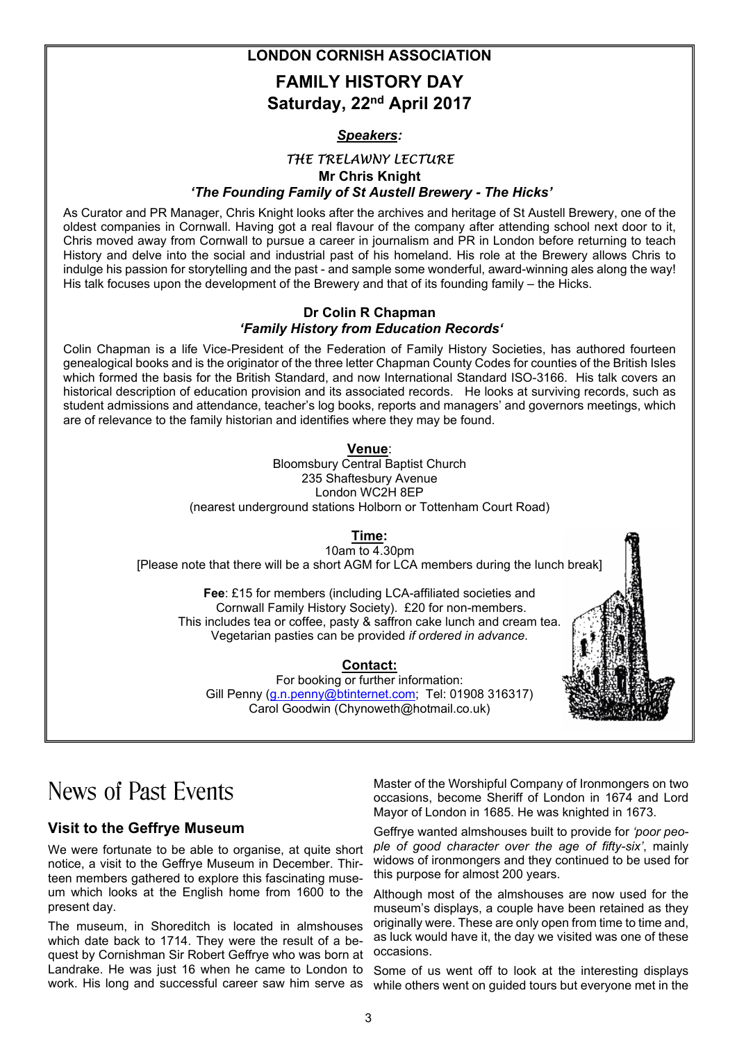# LONDON CORNISH ASSOCIATION

## FAMILY HISTORY DAY

## Saturday, 22nd April 2017

***Speakers:***

*THE TRELAWNY LECTURE*

**Mr Chris Knight**

***'The Founding Family of St Austell Brewery - The Hicks'***

As Curator and PR Manager, Chris Knight looks after the archives and heritage of St Austell Brewery, one of the oldest companies in Cornwall. Having got a real flavour of the company after attending school next door to it, Chris moved away from Cornwall to pursue a career in journalism and PR in London before returning to teach History and delve into the social and industrial past of his homeland. His role at the Brewery allows Chris to indulge his passion for storytelling and the past - and sample some wonderful, award-winning ales along the way! His talk focuses upon the development of the Brewery and that of its founding family – the Hicks.

**Dr Colin R Chapman**

***'Family History from Education Records'***

Colin Chapman is a life Vice-President of the Federation of Family History Societies, has authored fourteen genealogical books and is the originator of the three letter Chapman County Codes for counties of the British Isles which formed the basis for the British Standard, and now International Standard ISO-3166. His talk covers an historical description of education provision and its associated records. He looks at surviving records, such as student admissions and attendance, teacher's log books, reports and managers' and governors meetings, which are of relevance to the family historian and identifies where they may be found.

**Venue**:

Bloomsbury Central Baptist Church
235 Shaftesbury Avenue
London WC2H 8EP
(nearest underground stations Holborn or Tottenham Court Road)

**Time:**

10am to 4.30pm
[Please note that there will be a short AGM for LCA members during the lunch break]

**Fee**: £15 for members (including LCA-affiliated societies and Cornwall Family History Society). £20 for non-members.
This includes tea or coffee, pasty & saffron cake lunch and cream tea.
Vegetarian pasties can be provided *if ordered in advance*.

**Contact:**

For booking or further information:
Gill Penny (g.n.penny@btinternet.com; Tel: 01908 316317)
Carol Goodwin (Chynoweth@hotmail.co.uk)

# News of Past Events

### Visit to the Geffrye Museum

We were fortunate to be able to organise, at quite short notice, a visit to the Geffrye Museum in December. Thirteen members gathered to explore this fascinating museum which looks at the English home from 1600 to the present day.

The museum, in Shoreditch is located in almshouses which date back to 1714. They were the result of a bequest by Cornishman Sir Robert Geffrye who was born at Landrake. He was just 16 when he came to London to work. His long and successful career saw him serve as Master of the Worshipful Company of Ironmongers on two occasions, become Sheriff of London in 1674 and Lord Mayor of London in 1685. He was knighted in 1673.

Geffrye wanted almshouses built to provide for *'poor people of good character over the age of fifty-six'*, mainly widows of ironmongers and they continued to be used for this purpose for almost 200 years.

Although most of the almshouses are now used for the museum's displays, a couple have been retained as they originally were. These are only open from time to time and, as luck would have it, the day we visited was one of these occasions.

Some of us went off to look at the interesting displays while others went on guided tours but everyone met in the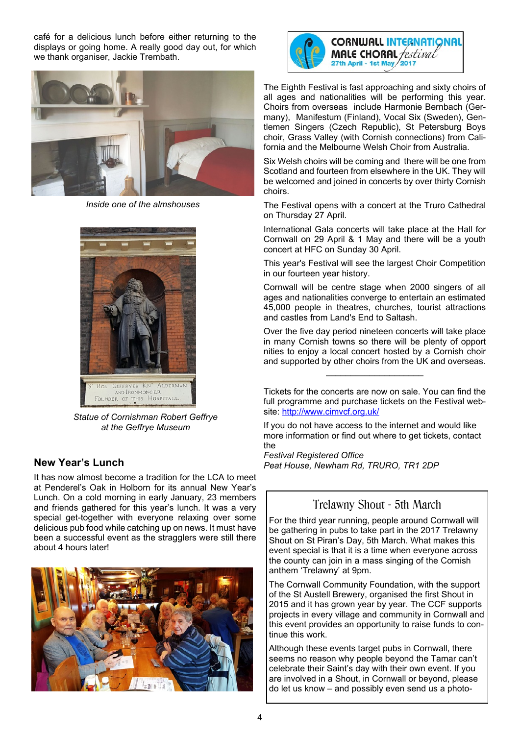café for a delicious lunch before either returning to the displays or going home. A really good day out, for which we thank organiser, Jackie Trembath.

*Inside one of the almshouses*

*Statue of Cornishman Robert Geffrye at the Geffrye Museum*

## New Year's Lunch

It has now almost become a tradition for the LCA to meet at Penderel's Oak in Holborn for its annual New Year's Lunch. On a cold morning in early January, 23 members and friends gathered for this year's lunch. It was a very special get-together with everyone relaxing over some delicious pub food while catching up on news. It must have been a successful event as the stragglers were still there about 4 hours later!

CORNWALL INTERNATIONAL MALE CHORAL festival 27th April - 1st May 2017

The Eighth Festival is fast approaching and sixty choirs of all ages and nationalities will be performing this year. Choirs from overseas include Harmonie Bernbach (Germany), Manifestum (Finland), Vocal Six (Sweden), Gentlemen Singers (Czech Republic), St Petersburg Boys choir, Grass Valley (with Cornish connections) from California and the Melbourne Welsh Choir from Australia.

Six Welsh choirs will be coming and there will be one from Scotland and fourteen from elsewhere in the UK. They will be welcomed and joined in concerts by over thirty Cornish choirs.

The Festival opens with a concert at the Truro Cathedral on Thursday 27 April.

International Gala concerts will take place at the Hall for Cornwall on 29 April & 1 May and there will be a youth concert at HFC on Sunday 30 April.

This year's Festival will see the largest Choir Competition in our fourteen year history.

Cornwall will be centre stage when 2000 singers of all ages and nationalities converge to entertain an estimated 45,000 people in theatres, churches, tourist attractions and castles from Land's End to Saltash.

Over the five day period nineteen concerts will take place in many Cornish towns so there will be plenty of opport nities to enjoy a local concert hosted by a Cornish choir and supported by other choirs from the UK and overseas.

---

Tickets for the concerts are now on sale. You can find the full programme and purchase tickets on the Festival website: http://www.cimvcf.org.uk/

If you do not have access to the internet and would like more information or find out where to get tickets, contact the
*Festival Registered Office*
*Peat House, Newham Rd, TRURO, TR1 2DP*

## Trelawny Shout - 5th March

For the third year running, people around Cornwall will be gathering in pubs to take part in the 2017 Trelawny Shout on St Piran's Day, 5th March. What makes this event special is that it is a time when everyone across the county can join in a mass singing of the Cornish anthem 'Trelawny' at 9pm.

The Cornwall Community Foundation, with the support of the St Austell Brewery, organised the first Shout in 2015 and it has grown year by year. The CCF supports projects in every village and community in Cornwall and this event provides an opportunity to raise funds to continue this work.

Although these events target pubs in Cornwall, there seems no reason why people beyond the Tamar can't celebrate their Saint's day with their own event. If you are involved in a Shout, in Cornwall or beyond, please do let us know – and possibly even send us a photo-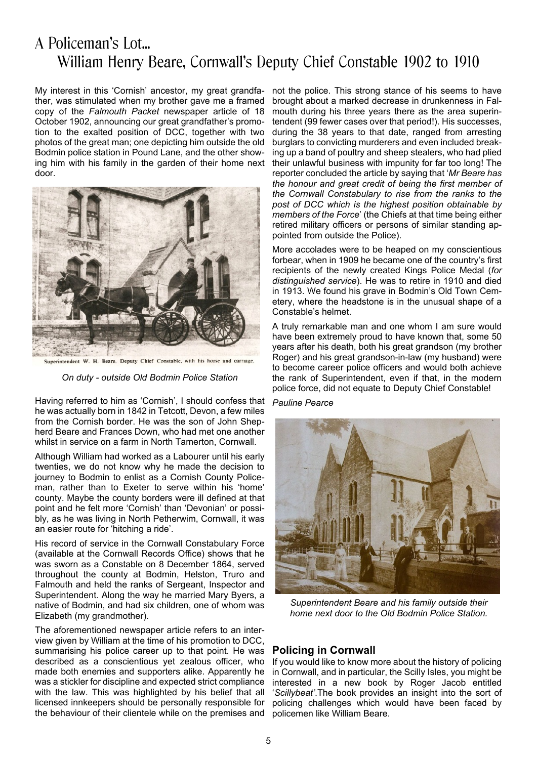# A Policeman's Lot...
## William Henry Beare, Cornwall's Deputy Chief Constable 1902 to 1910

My interest in this 'Cornish' ancestor, my great grandfather, was stimulated when my brother gave me a framed copy of the *Falmouth Packet* newspaper article of 18 October 1902, announcing our great grandfather's promotion to the exalted position of DCC, together with two photos of the great man; one depicting him outside the old Bodmin police station in Pound Lane, and the other showing him with his family in the garden of their home next door.

Superintendent W. H. Beare, Deputy Chief Constable, with his horse and carriage.

*On duty - outside Old Bodmin Police Station*

Having referred to him as 'Cornish', I should confess that he was actually born in 1842 in Tetcott, Devon, a few miles from the Cornish border. He was the son of John Shepherd Beare and Frances Down, who had met one another whilst in service on a farm in North Tamerton, Cornwall.

Although William had worked as a Labourer until his early twenties, we do not know why he made the decision to journey to Bodmin to enlist as a Cornish County Policeman, rather than to Exeter to serve within his 'home' county. Maybe the county borders were ill defined at that point and he felt more 'Cornish' than 'Devonian' or possibly, as he was living in North Petherwim, Cornwall, it was an easier route for 'hitching a ride'.

His record of service in the Cornwall Constabulary Force (available at the Cornwall Records Office) shows that he was sworn as a Constable on 8 December 1864, served throughout the county at Bodmin, Helston, Truro and Falmouth and held the ranks of Sergeant, Inspector and Superintendent. Along the way he married Mary Byers, a native of Bodmin, and had six children, one of whom was Elizabeth (my grandmother).

The aforementioned newspaper article refers to an interview given by William at the time of his promotion to DCC, summarising his police career up to that point. He was described as a conscientious yet zealous officer, who made both enemies and supporters alike. Apparently he was a stickler for discipline and expected strict compliance with the law. This was highlighted by his belief that all licensed innkeepers should be personally responsible for the behaviour of their clientele while on the premises and not the police. This strong stance of his seems to have brought about a marked decrease in drunkenness in Falmouth during his three years there as the area superintendent (99 fewer cases over that period!). His successes, during the 38 years to that date, ranged from arresting burglars to convicting murderers and even included breaking up a band of poultry and sheep stealers, who had plied their unlawful business with impunity for far too long! The reporter concluded the article by saying that '*Mr Beare has the honour and great credit of being the first member of the Cornwall Constabulary to rise from the ranks to the post of DCC which is the highest position obtainable by members of the Force*' (the Chiefs at that time being either retired military officers or persons of similar standing appointed from outside the Police).

More accolades were to be heaped on my conscientious forbear, when in 1909 he became one of the country's first recipients of the newly created Kings Police Medal (*for distinguished service*). He was to retire in 1910 and died in 1913. We found his grave in Bodmin's Old Town Cemetery, where the headstone is in the unusual shape of a Constable's helmet.

A truly remarkable man and one whom I am sure would have been extremely proud to have known that, some 50 years after his death, both his great grandson (my brother Roger) and his great grandson-in-law (my husband) were to become career police officers and would both achieve the rank of Superintendent, even if that, in the modern police force, did not equate to Deputy Chief Constable!

*Pauline Pearce*

*Superintendent Beare and his family outside their home next door to the Old Bodmin Police Station.*

### Policing in Cornwall

If you would like to know more about the history of policing in Cornwall, and in particular, the Scilly Isles, you might be interested in a new book by Roger Jacob entitled '*Scillybeat*'.The book provides an insight into the sort of policing challenges which would have been faced by policemen like William Beare.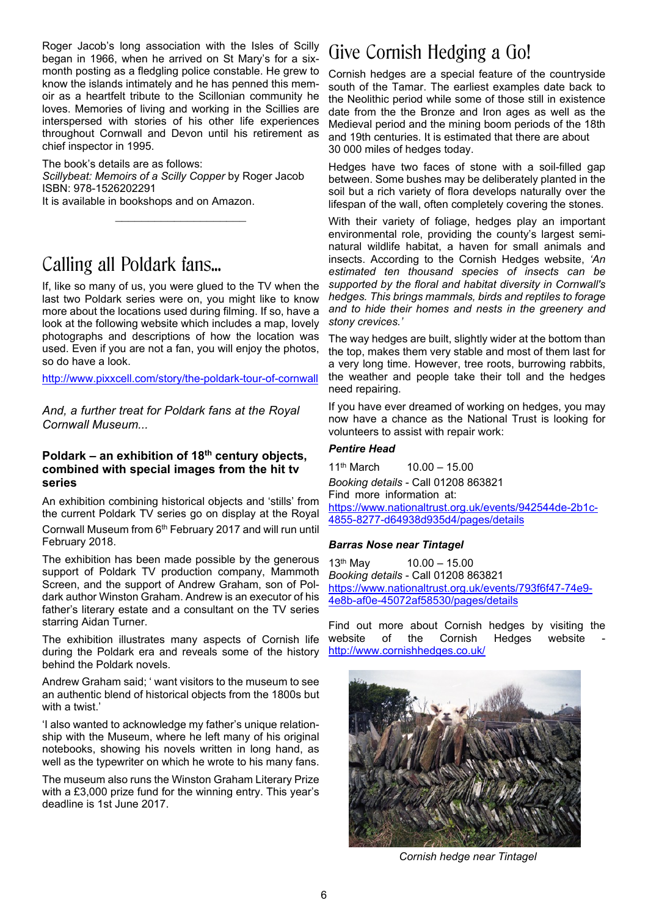Roger Jacob's long association with the Isles of Scilly began in 1966, when he arrived on St Mary's for a six-month posting as a fledgling police constable. He grew to know the islands intimately and he has penned this memoir as a heartfelt tribute to the Scillonian community he loves. Memories of living and working in the Scillies are interspersed with stories of his other life experiences throughout Cornwall and Devon until his retirement as chief inspector in 1995.

The book's details are as follows:
*Scillybeat: Memoirs of a Scilly Copper* by Roger Jacob
ISBN: 978-1526202291
It is available in bookshops and on Amazon.

---

# Calling all Poldark fans...

If, like so many of us, you were glued to the TV when the last two Poldark series were on, you might like to know more about the locations used during filming. If so, have a look at the following website which includes a map, lovely photographs and descriptions of how the location was used. Even if you are not a fan, you will enjoy the photos, so do have a look.

http://www.pixxcell.com/story/the-poldark-tour-of-cornwall

*And, a further treat for Poldark fans at the Royal Cornwall Museum...*

### Poldark – an exhibition of 18th century objects, combined with special images from the hit tv series

An exhibition combining historical objects and 'stills' from the current Poldark TV series go on display at the Royal Cornwall Museum from 6th February 2017 and will run until February 2018.

The exhibition has been made possible by the generous support of Poldark TV production company, Mammoth Screen, and the support of Andrew Graham, son of Poldark author Winston Graham. Andrew is an executor of his father's literary estate and a consultant on the TV series starring Aidan Turner.

The exhibition illustrates many aspects of Cornish life during the Poldark era and reveals some of the history behind the Poldark novels.

Andrew Graham said; ' want visitors to the museum to see an authentic blend of historical objects from the 1800s but with a twist.'

'I also wanted to acknowledge my father's unique relationship with the Museum, where he left many of his original notebooks, showing his novels written in long hand, as well as the typewriter on which he wrote to his many fans.

The museum also runs the Winston Graham Literary Prize with a £3,000 prize fund for the winning entry. This year's deadline is 1st June 2017.

# Give Cornish Hedging a Go!

Cornish hedges are a special feature of the countryside south of the Tamar. The earliest examples date back to the Neolithic period while some of those still in existence date from the the Bronze and Iron ages as well as the Medieval period and the mining boom periods of the 18th and 19th centuries. It is estimated that there are about 30 000 miles of hedges today.

Hedges have two faces of stone with a soil-filled gap between. Some bushes may be deliberately planted in the soil but a rich variety of flora develops naturally over the lifespan of the wall, often completely covering the stones.

With their variety of foliage, hedges play an important environmental role, providing the county's largest semi-natural wildlife habitat, a haven for small animals and insects. According to the Cornish Hedges website, *'An estimated ten thousand species of insects can be supported by the floral and habitat diversity in Cornwall's hedges. This brings mammals, birds and reptiles to forage and to hide their homes and nests in the greenery and stony crevices.'*

The way hedges are built, slightly wider at the bottom than the top, makes them very stable and most of them last for a very long time. However, tree roots, burrowing rabbits, the weather and people take their toll and the hedges need repairing.

If you have ever dreamed of working on hedges, you may now have a chance as the National Trust is looking for volunteers to assist with repair work:

***Pentire Head***

11th March 10.00 – 15.00
*Booking details* - Call 01208 863821
Find more information at:
https://www.nationaltrust.org.uk/events/942544de-2b1c-4855-8277-d64938d935d4/pages/details

***Barras Nose near Tintagel***

13th May 10.00 – 15.00
*Booking details* - Call 01208 863821
https://www.nationaltrust.org.uk/events/793f6f47-74e9-4e8b-af0e-45072af58530/pages/details

Find out more about Cornish hedges by visiting the website of the Cornish Hedges website - http://www.cornishhedges.co.uk/

*Cornish hedge near Tintagel*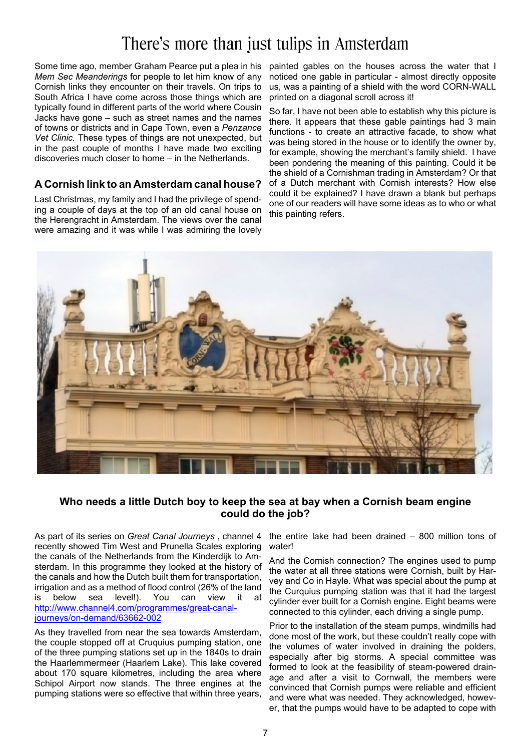# There's more than just tulips in Amsterdam

Some time ago, member Graham Pearce put a plea in his *Mem Sec Meanderings* for people to let him know of any Cornish links they encounter on their travels. On trips to South Africa I have come across those things which are typically found in different parts of the world where Cousin Jacks have gone – such as street names and the names of towns or districts and in Cape Town, even a *Penzance Vet Clinic.* These types of things are not unexpected, but in the past couple of months I have made two exciting discoveries much closer to home – in the Netherlands.

### A Cornish link to an Amsterdam canal house?

Last Christmas, my family and I had the privilege of spending a couple of days at the top of an old canal house on the Herengracht in Amsterdam. The views over the canal were amazing and it was while I was admiring the lovely painted gables on the houses across the water that I noticed one gable in particular - almost directly opposite us, was a painting of a shield with the word CORN-WALL printed on a diagonal scroll across it!

So far, I have not been able to establish why this picture is there. It appears that these gable paintings had 3 main functions - to create an attractive facade, to show what was being stored in the house or to identify the owner by, for example, showing the merchant's family shield. I have been pondering the meaning of this painting. Could it be the shield of a Cornishman trading in Amsterdam? Or that of a Dutch merchant with Cornish interests? How else could it be explained? I have drawn a blank but perhaps one of our readers will have some ideas as to who or what this painting refers.

### Who needs a little Dutch boy to keep the sea at bay when a Cornish beam engine could do the job?

As part of its series on *Great Canal Journeys* , channel 4 recently showed Tim West and Prunella Scales exploring the canals of the Netherlands from the Kinderdijk to Amsterdam. In this programme they looked at the history of the canals and how the Dutch built them for transportation, irrigation and as a method of flood control (26% of the land is below sea level!). You can view it at http://www.channel4.com/programmes/great-canal-journeys/on-demand/63662-002

As they travelled from near the sea towards Amsterdam, the couple stopped off at Cruquius pumping station, one of the three pumping stations set up in the 1840s to drain the Haarlemmermeer (Haarlem Lake). This lake covered about 170 square kilometres, including the area where Schipol Airport now stands. The three engines at the pumping stations were so effective that within three years, the entire lake had been drained – 800 million tons of water!

And the Cornish connection? The engines used to pump the water at all three stations were Cornish, built by Harvey and Co in Hayle. What was special about the pump at the Curquius pumping station was that it had the largest cylinder ever built for a Cornish engine. Eight beams were connected to this cylinder, each driving a single pump.

Prior to the installation of the steam pumps, windmills had done most of the work, but these couldn't really cope with the volumes of water involved in draining the polders, especially after big storms. A special committee was formed to look at the feasibility of steam-powered drainage and after a visit to Cornwall, the members were convinced that Cornish pumps were reliable and efficient and were what was needed. They acknowledged, however, that the pumps would have to be adapted to cope with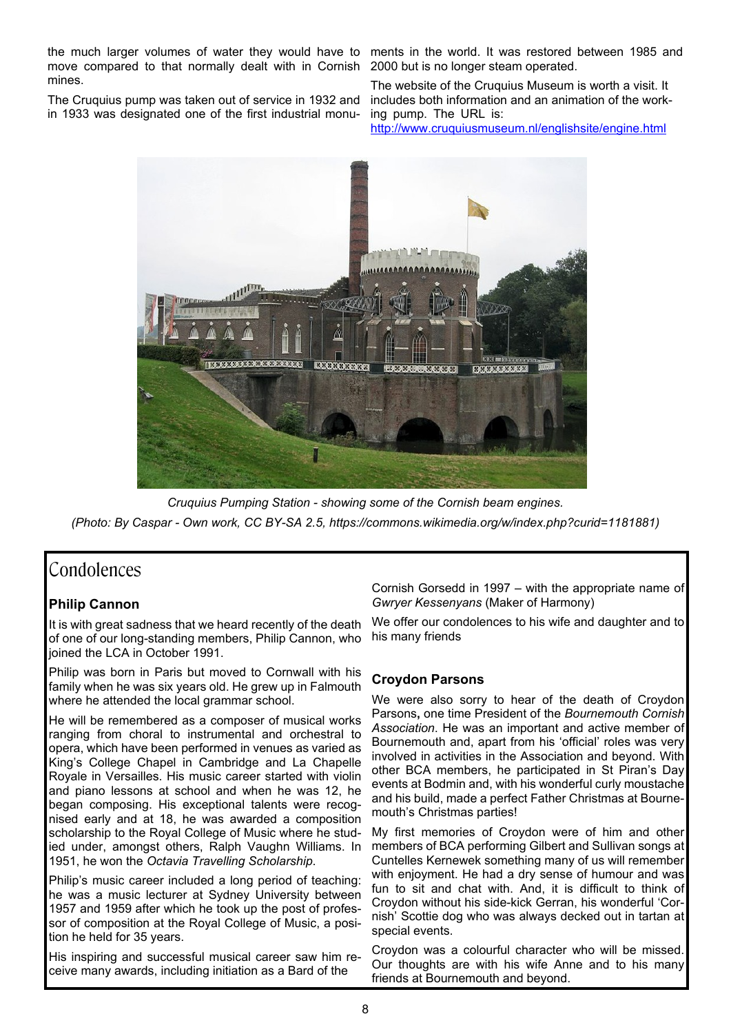the much larger volumes of water they would have to move compared to that normally dealt with in Cornish mines.

The Cruquius pump was taken out of service in 1932 and in 1933 was designated one of the first industrial monuments in the world. It was restored between 1985 and 2000 but is no longer steam operated.

The website of the Cruquius Museum is worth a visit. It includes both information and an animation of the working pump. The URL is: http://www.cruquiusmuseum.nl/englishsite/engine.html

*Cruquius Pumping Station - showing some of the Cornish beam engines.*

*(Photo: By Caspar - Own work, CC BY-SA 2.5, https://commons.wikimedia.org/w/index.php?curid=1181881)*

# Condolences

### Philip Cannon

It is with great sadness that we heard recently of the death of one of our long-standing members, Philip Cannon, who joined the LCA in October 1991.

Philip was born in Paris but moved to Cornwall with his family when he was six years old. He grew up in Falmouth where he attended the local grammar school.

He will be remembered as a composer of musical works ranging from choral to instrumental and orchestral to opera, which have been performed in venues as varied as King's College Chapel in Cambridge and La Chapelle Royale in Versailles. His music career started with violin and piano lessons at school and when he was 12, he began composing. His exceptional talents were recognised early and at 18, he was awarded a composition scholarship to the Royal College of Music where he studied under, amongst others, Ralph Vaughn Williams. In 1951, he won the *Octavia Travelling Scholarship*.

Philip's music career included a long period of teaching: he was a music lecturer at Sydney University between 1957 and 1959 after which he took up the post of professor of composition at the Royal College of Music, a position he held for 35 years.

His inspiring and successful musical career saw him receive many awards, including initiation as a Bard of the Cornish Gorsedd in 1997 – with the appropriate name of *Gwryer Kessenyans* (Maker of Harmony)

We offer our condolences to his wife and daughter and to his many friends

### Croydon Parsons

We were also sorry to hear of the death of Croydon Parsons, one time President of the *Bournemouth Cornish Association*. He was an important and active member of Bournemouth and, apart from his 'official' roles was very involved in activities in the Association and beyond. With other BCA members, he participated in St Piran's Day events at Bodmin and, with his wonderful curly moustache and his build, made a perfect Father Christmas at Bournemouth's Christmas parties!

My first memories of Croydon were of him and other members of BCA performing Gilbert and Sullivan songs at Cuntelles Kernewek something many of us will remember with enjoyment. He had a dry sense of humour and was fun to sit and chat with. And, it is difficult to think of Croydon without his side-kick Gerran, his wonderful 'Cornish' Scottie dog who was always decked out in tartan at special events.

Croydon was a colourful character who will be missed. Our thoughts are with his wife Anne and to his many friends at Bournemouth and beyond.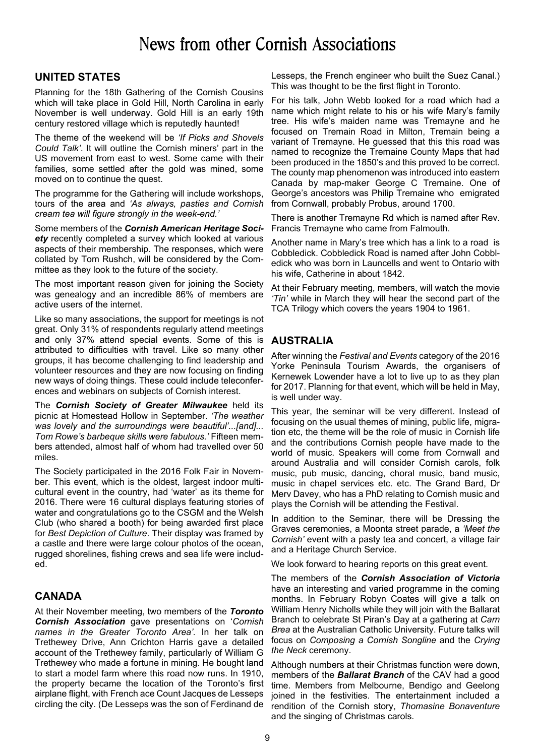# News from other Cornish Associations

## UNITED STATES

Planning for the 18th Gathering of the Cornish Cousins which will take place in Gold Hill, North Carolina in early November is well underway. Gold Hill is an early 19th century restored village which is reputedly haunted!

The theme of the weekend will be *'If Picks and Shovels Could Talk'*. It will outline the Cornish miners' part in the US movement from east to west. Some came with their families, some settled after the gold was mined, some moved on to continue the quest.

The programme for the Gathering will include workshops, tours of the area and *'As always, pasties and Cornish cream tea will figure strongly in the week-end.'*

Some members of the ***Cornish American Heritage Society*** recently completed a survey which looked at various aspects of their membership. The responses, which were collated by Tom Rushch, will be considered by the Committee as they look to the future of the society.

The most important reason given for joining the Society was genealogy and an incredible 86% of members are active users of the internet.

Like so many associations, the support for meetings is not great. Only 31% of respondents regularly attend meetings and only 37% attend special events. Some of this is attributed to difficulties with travel. Like so many other groups, it has become challenging to find leadership and volunteer resources and they are now focusing on finding new ways of doing things. These could include teleconferences and webinars on subjects of Cornish interest.

The ***Cornish Society of Greater Milwaukee*** held its picnic at Homestead Hollow in September. *'The weather was lovely and the surroundings were beautiful'...[and]... Tom Rowe's barbeque skills were fabulous.'* Fifteen members attended, almost half of whom had travelled over 50 miles.

The Society participated in the 2016 Folk Fair in November. This event, which is the oldest, largest indoor multicultural event in the country, had 'water' as its theme for 2016. There were 16 cultural displays featuring stories of water and congratulations go to the CSGM and the Welsh Club (who shared a booth) for being awarded first place for *Best Depiction of Culture*. Their display was framed by a castle and there were large colour photos of the ocean, rugged shorelines, fishing crews and sea life were included.

## CANADA

At their November meeting, two members of the ***Toronto Cornish Association*** gave presentations on *'Cornish names in the Greater Toronto Area'.* In her talk on Trethewey Drive, Ann Crichton Harris gave a detailed account of the Trethewey family, particularly of William G Trethewey who made a fortune in mining. He bought land to start a model farm where this road now runs. In 1910, the property became the location of the Toronto's first airplane flight, with French ace Count Jacques de Lesseps circling the city. (De Lesseps was the son of Ferdinand de Lesseps, the French engineer who built the Suez Canal.) This was thought to be the first flight in Toronto.

For his talk, John Webb looked for a road which had a name which might relate to his or his wife Mary's family tree. His wife's maiden name was Tremayne and he focused on Tremain Road in Milton, Tremain being a variant of Tremayne. He guessed that this this road was named to recognize the Tremaine County Maps that had been produced in the 1850's and this proved to be correct. The county map phenomenon was introduced into eastern Canada by map-maker George C Tremaine. One of George's ancestors was Philip Tremaine who emigrated from Cornwall, probably Probus, around 1700.

There is another Tremayne Rd which is named after Rev. Francis Tremayne who came from Falmouth.

Another name in Mary's tree which has a link to a road is Cobbledick. Cobbledick Road is named after John Cobbledick who was born in Launcells and went to Ontario with his wife, Catherine in about 1842.

At their February meeting, members, will watch the movie *'Tin'* while in March they will hear the second part of the TCA Trilogy which covers the years 1904 to 1961.

## AUSTRALIA

After winning the *Festival and Events* category of the 2016 Yorke Peninsula Tourism Awards, the organisers of Kernewek Lowender have a lot to live up to as they plan for 2017. Planning for that event, which will be held in May, is well under way.

This year, the seminar will be very different. Instead of focusing on the usual themes of mining, public life, migration etc, the theme will be the role of music in Cornish life and the contributions Cornish people have made to the world of music. Speakers will come from Cornwall and around Australia and will consider Cornish carols, folk music, pub music, dancing, choral music, band music, music in chapel services etc. etc. The Grand Bard, Dr Merv Davey, who has a PhD relating to Cornish music and plays the Cornish will be attending the Festival.

In addition to the Seminar, there will be Dressing the Graves ceremonies, a Moonta street parade, a *'Meet the Cornish'* event with a pasty tea and concert, a village fair and a Heritage Church Service.

We look forward to hearing reports on this great event.

The members of the ***Cornish Association of Victoria*** have an interesting and varied programme in the coming months. In February Robyn Coates will give a talk on William Henry Nicholls while they will join with the Ballarat Branch to celebrate St Piran's Day at a gathering at *Carn Brea* at the Australian Catholic University. Future talks will focus on *Composing a Cornish Songline* and the *Crying the Neck* ceremony.

Although numbers at their Christmas function were down, members of the ***Ballarat Branch*** of the CAV had a good time. Members from Melbourne, Bendigo and Geelong joined in the festivities. The entertainment included a rendition of the Cornish story, *Thomasine Bonaventure* and the singing of Christmas carols.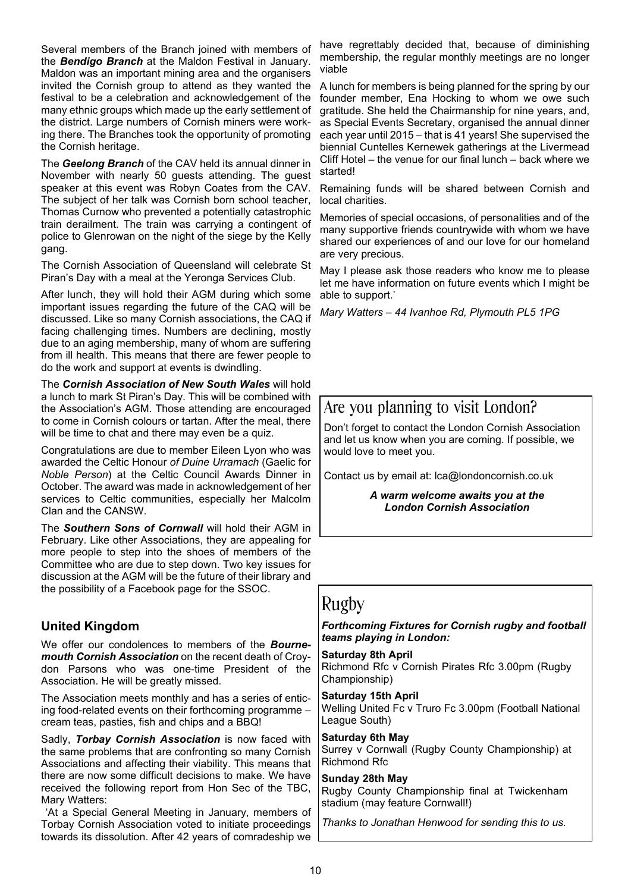Several members of the Branch joined with members of the ***Bendigo Branch*** at the Maldon Festival in January. Maldon was an important mining area and the organisers invited the Cornish group to attend as they wanted the festival to be a celebration and acknowledgement of the many ethnic groups which made up the early settlement of the district. Large numbers of Cornish miners were working there. The Branches took the opportunity of promoting the Cornish heritage.

The ***Geelong Branch*** of the CAV held its annual dinner in November with nearly 50 guests attending. The guest speaker at this event was Robyn Coates from the CAV. The subject of her talk was Cornish born school teacher, Thomas Curnow who prevented a potentially catastrophic train derailment. The train was carrying a contingent of police to Glenrowan on the night of the siege by the Kelly gang.

The Cornish Association of Queensland will celebrate St Piran's Day with a meal at the Yeronga Services Club.

After lunch, they will hold their AGM during which some important issues regarding the future of the CAQ will be discussed. Like so many Cornish associations, the CAQ if facing challenging times. Numbers are declining, mostly due to an aging membership, many of whom are suffering from ill health. This means that there are fewer people to do the work and support at events is dwindling.

The ***Cornish Association of New South Wales*** will hold a lunch to mark St Piran's Day. This will be combined with the Association's AGM. Those attending are encouraged to come in Cornish colours or tartan. After the meal, there will be time to chat and there may even be a quiz.

Congratulations are due to member Eileen Lyon who was awarded the Celtic Honour *of Duine Urramach* (Gaelic for *Noble Person*) at the Celtic Council Awards Dinner in October. The award was made in acknowledgement of her services to Celtic communities, especially her Malcolm Clan and the CANSW.

The ***Southern Sons of Cornwall*** will hold their AGM in February. Like other Associations, they are appealing for more people to step into the shoes of members of the Committee who are due to step down. Two key issues for discussion at the AGM will be the future of their library and the possibility of a Facebook page for the SSOC.

## United Kingdom

We offer our condolences to members of the ***Bournemouth Cornish Association*** on the recent death of Croydon Parsons who was one-time President of the Association. He will be greatly missed.

The Association meets monthly and has a series of enticing food-related events on their forthcoming programme – cream teas, pasties, fish and chips and a BBQ!

Sadly, ***Torbay Cornish Association*** is now faced with the same problems that are confronting so many Cornish Associations and affecting their viability. This means that there are now some difficult decisions to make. We have received the following report from Hon Sec of the TBC, Mary Watters:

'At a Special General Meeting in January, members of Torbay Cornish Association voted to initiate proceedings towards its dissolution. After 42 years of comradeship we have regrettably decided that, because of diminishing membership, the regular monthly meetings are no longer viable

A lunch for members is being planned for the spring by our founder member, Ena Hocking to whom we owe such gratitude. She held the Chairmanship for nine years, and, as Special Events Secretary, organised the annual dinner each year until 2015 – that is 41 years! She supervised the biennial Cuntelles Kernewek gatherings at the Livermead Cliff Hotel – the venue for our final lunch – back where we started!

Remaining funds will be shared between Cornish and local charities.

Memories of special occasions, of personalities and of the many supportive friends countrywide with whom we have shared our experiences of and our love for our homeland are very precious.

May I please ask those readers who know me to please let me have information on future events which I might be able to support.'

*Mary Watters – 44 Ivanhoe Rd, Plymouth PL5 1PG*

## Are you planning to visit London?

Don't forget to contact the London Cornish Association and let us know when you are coming. If possible, we would love to meet you.

Contact us by email at: lca@londoncornish.co.uk

***A warm welcome awaits you at the London Cornish Association***

## Rugby

***Forthcoming Fixtures for Cornish rugby and football teams playing in London:***

**Saturday 8th April**
Richmond Rfc v Cornish Pirates Rfc 3.00pm (Rugby Championship)

**Saturday 15th April**
Welling United Fc v Truro Fc 3.00pm (Football National League South)

**Saturday 6th May**
Surrey v Cornwall (Rugby County Championship) at Richmond Rfc

**Sunday 28th May**
Rugby County Championship final at Twickenham stadium (may feature Cornwall!)

*Thanks to Jonathan Henwood for sending this to us.*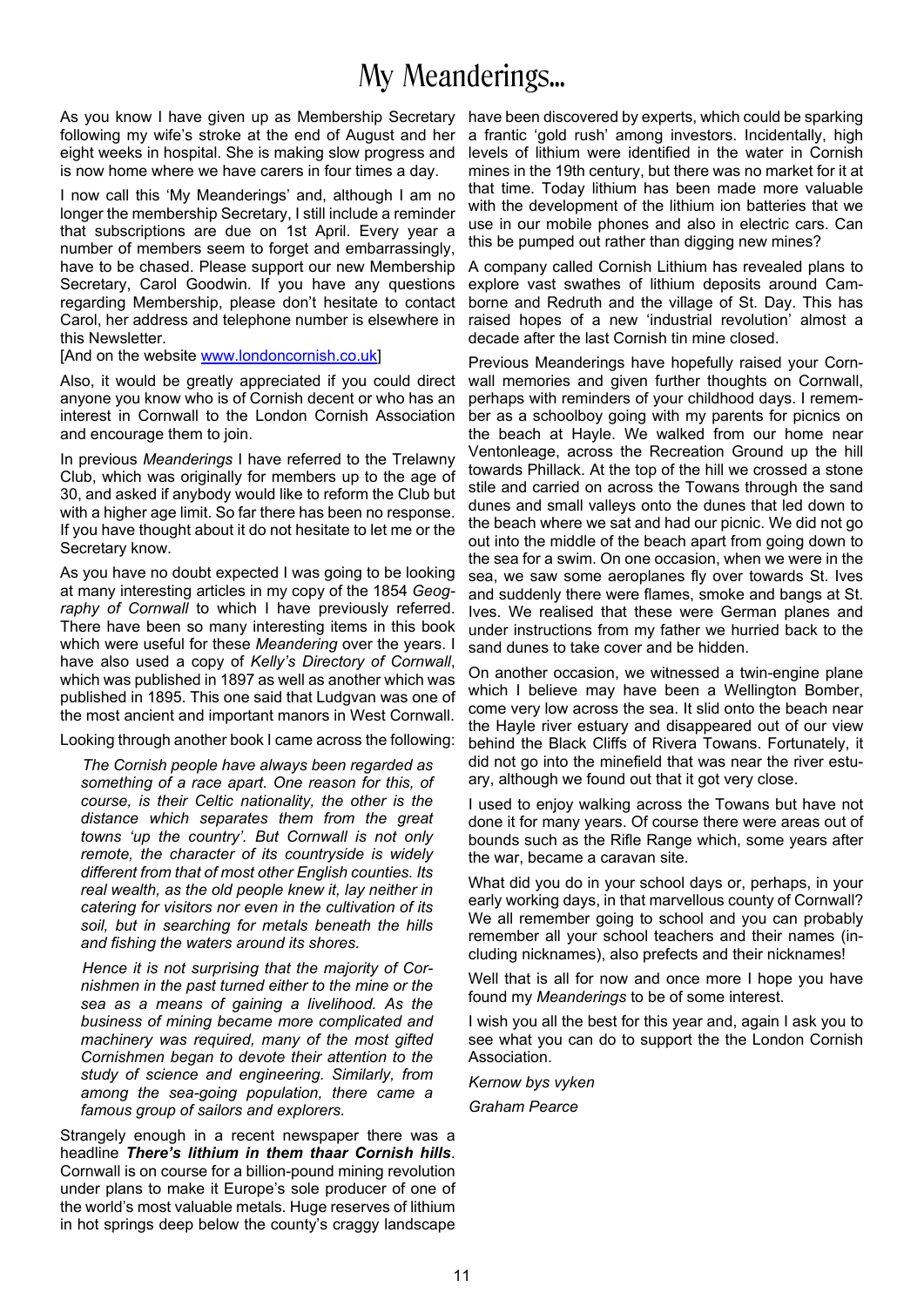# My Meanderings...

As you know I have given up as Membership Secretary following my wife's stroke at the end of August and her eight weeks in hospital. She is making slow progress and is now home where we have carers in four times a day.

I now call this 'My Meanderings' and, although I am no longer the membership Secretary, I still include a reminder that subscriptions are due on 1st April. Every year a number of members seem to forget and embarrassingly, have to be chased. Please support our new Membership Secretary, Carol Goodwin. If you have any questions regarding Membership, please don't hesitate to contact Carol, her address and telephone number is elsewhere in this Newsletter.

[And on the website www.londoncornish.co.uk]

Also, it would be greatly appreciated if you could direct anyone you know who is of Cornish decent or who has an interest in Cornwall to the London Cornish Association and encourage them to join.

In previous *Meanderings* I have referred to the Trelawny Club, which was originally for members up to the age of 30, and asked if anybody would like to reform the Club but with a higher age limit. So far there has been no response. If you have thought about it do not hesitate to let me or the Secretary know.

As you have no doubt expected I was going to be looking at many interesting articles in my copy of the 1854 *Geography of Cornwall* to which I have previously referred. There have been so many interesting items in this book which were useful for these *Meandering* over the years. I have also used a copy of *Kelly's Directory of Cornwall*, which was published in 1897 as well as another which was published in 1895. This one said that Ludgvan was one of the most ancient and important manors in West Cornwall.

Looking through another book I came across the following:

> *The Cornish people have always been regarded as something of a race apart. One reason for this, of course, is their Celtic nationality, the other is the distance which separates them from the great towns 'up the country'. But Cornwall is not only remote, the character of its countryside is widely different from that of most other English counties. Its real wealth, as the old people knew it, lay neither in catering for visitors nor even in the cultivation of its soil, but in searching for metals beneath the hills and fishing the waters around its shores.*
>
> *Hence it is not surprising that the majority of Cornishmen in the past turned either to the mine or the sea as a means of gaining a livelihood. As the business of mining became more complicated and machinery was required, many of the most gifted Cornishmen began to devote their attention to the study of science and engineering. Similarly, from among the sea-going population, there came a famous group of sailors and explorers.*

Strangely enough in a recent newspaper there was a headline ***There's lithium in them thaar Cornish hills***. Cornwall is on course for a billion-pound mining revolution under plans to make it Europe's sole producer of one of the world's most valuable metals. Huge reserves of lithium in hot springs deep below the county's craggy landscape have been discovered by experts, which could be sparking a frantic 'gold rush' among investors. Incidentally, high levels of lithium were identified in the water in Cornish mines in the 19th century, but there was no market for it at that time. Today lithium has been made more valuable with the development of the lithium ion batteries that we use in our mobile phones and also in electric cars. Can this be pumped out rather than digging new mines?

A company called Cornish Lithium has revealed plans to explore vast swathes of lithium deposits around Camborne and Redruth and the village of St. Day. This has raised hopes of a new 'industrial revolution' almost a decade after the last Cornish tin mine closed.

Previous Meanderings have hopefully raised your Cornwall memories and given further thoughts on Cornwall, perhaps with reminders of your childhood days. I remember as a schoolboy going with my parents for picnics on the beach at Hayle. We walked from our home near Ventonleage, across the Recreation Ground up the hill towards Phillack. At the top of the hill we crossed a stone stile and carried on across the Towans through the sand dunes and small valleys onto the dunes that led down to the beach where we sat and had our picnic. We did not go out into the middle of the beach apart from going down to the sea for a swim. On one occasion, when we were in the sea, we saw some aeroplanes fly over towards St. Ives and suddenly there were flames, smoke and bangs at St. Ives. We realised that these were German planes and under instructions from my father we hurried back to the sand dunes to take cover and be hidden.

On another occasion, we witnessed a twin-engine plane which I believe may have been a Wellington Bomber, come very low across the sea. It slid onto the beach near the Hayle river estuary and disappeared out of our view behind the Black Cliffs of Rivera Towans. Fortunately, it did not go into the minefield that was near the river estuary, although we found out that it got very close.

I used to enjoy walking across the Towans but have not done it for many years. Of course there were areas out of bounds such as the Rifle Range which, some years after the war, became a caravan site.

What did you do in your school days or, perhaps, in your early working days, in that marvellous county of Cornwall? We all remember going to school and you can probably remember all your school teachers and their names (including nicknames), also prefects and their nicknames!

Well that is all for now and once more I hope you have found my *Meanderings* to be of some interest.

I wish you all the best for this year and, again I ask you to see what you can do to support the the London Cornish Association.

*Kernow bys vyken*

*Graham Pearce*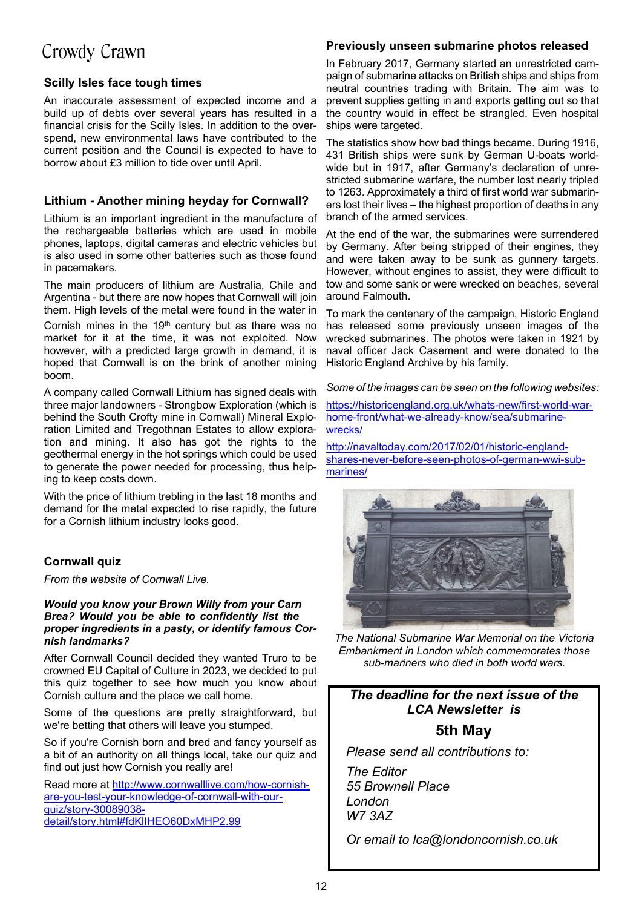# Crowdy Crawn

## Scilly Isles face tough times

An inaccurate assessment of expected income and a build up of debts over several years has resulted in a financial crisis for the Scilly Isles. In addition to the over-spend, new environmental laws have contributed to the current position and the Council is expected to have to borrow about £3 million to tide over until April.

## Lithium - Another mining heyday for Cornwall?

Lithium is an important ingredient in the manufacture of the rechargeable batteries which are used in mobile phones, laptops, digital cameras and electric vehicles but is also used in some other batteries such as those found in pacemakers.

The main producers of lithium are Australia, Chile and Argentina - but there are now hopes that Cornwall will join them. High levels of the metal were found in the water in Cornish mines in the 19th century but as there was no market for it at the time, it was not exploited. Now however, with a predicted large growth in demand, it is hoped that Cornwall is on the brink of another mining boom.

A company called Cornwall Lithium has signed deals with three major landowners - Strongbow Exploration (which is behind the South Crofty mine in Cornwall) Mineral Exploration Limited and Tregothnan Estates to allow exploration and mining. It also has got the rights to the geothermal energy in the hot springs which could be used to generate the power needed for processing, thus helping to keep costs down.

With the price of lithium trebling in the last 18 months and demand for the metal expected to rise rapidly, the future for a Cornish lithium industry looks good.

## Cornwall quiz

*From the website of Cornwall Live.*

***Would you know your Brown Willy from your Carn Brea? Would you be able to confidently list the proper ingredients in a pasty, or identify famous Cornish landmarks?***

After Cornwall Council decided they wanted Truro to be crowned EU Capital of Culture in 2023, we decided to put this quiz together to see how much you know about Cornish culture and the place we call home.

Some of the questions are pretty straightforward, but we're betting that others will leave you stumped.

So if you're Cornish born and bred and fancy yourself as a bit of an authority on all things local, take our quiz and find out just how Cornish you really are!

Read more at http://www.cornwalllive.com/how-cornish-are-you-test-your-knowledge-of-cornwall-with-our-quiz/story-30089038-detail/story.html#fdKlIHEO60DxMHP2.99

## Previously unseen submarine photos released

In February 2017, Germany started an unrestricted campaign of submarine attacks on British ships and ships from neutral countries trading with Britain. The aim was to prevent supplies getting in and exports getting out so that the country would in effect be strangled. Even hospital ships were targeted.

The statistics show how bad things became. During 1916, 431 British ships were sunk by German U-boats worldwide but in 1917, after Germany's declaration of unrestricted submarine warfare, the number lost nearly tripled to 1263. Approximately a third of first world war submariners lost their lives – the highest proportion of deaths in any branch of the armed services.

At the end of the war, the submarines were surrendered by Germany. After being stripped of their engines, they and were taken away to be sunk as gunnery targets. However, without engines to assist, they were difficult to tow and some sank or were wrecked on beaches, several around Falmouth.

To mark the centenary of the campaign, Historic England has released some previously unseen images of the wrecked submarines. The photos were taken in 1921 by naval officer Jack Casement and were donated to the Historic England Archive by his family.

*Some of the images can be seen on the following websites:*

https://historicengland.org.uk/whats-new/first-world-war-home-front/what-we-already-know/sea/submarine-wrecks/

http://navaltoday.com/2017/02/01/historic-england-shares-never-before-seen-photos-of-german-wwi-submarines/

*The National Submarine War Memorial on the Victoria Embankment in London which commemorates those sub-mariners who died in both world wars.*

***The deadline for the next issue of the LCA Newsletter is***

**5th May**

*Please send all contributions to:*

*The Editor*
*55 Brownell Place*
*London*
*W7 3AZ*

*Or email to lca@londoncornish.co.uk*